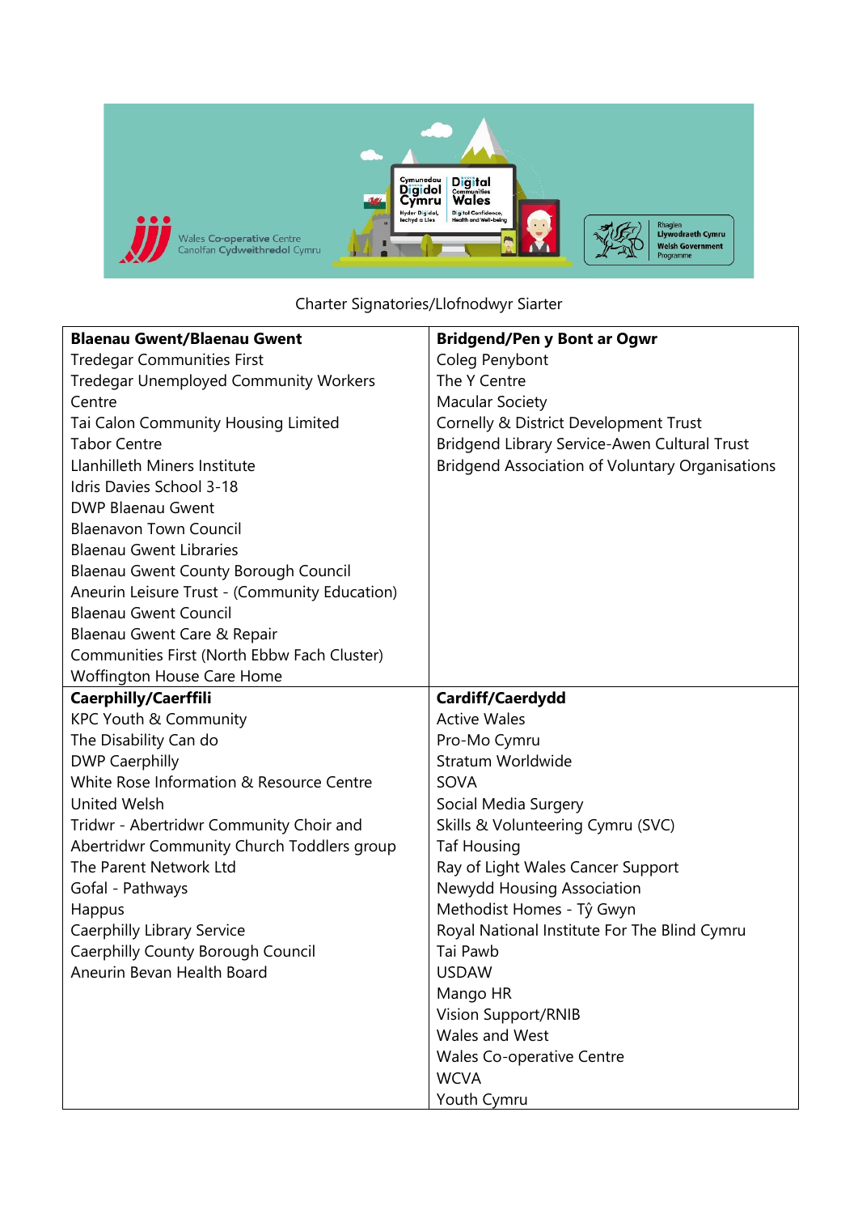Charter Signatories/Llofnodwyr Siarter

| **Blaenau Gwent/Blaenau Gwent** | **Bridgend/Pen y Bont ar Ogwr** |
|---|---|
| Tredegar Communities First<br>Tredegar Unemployed Community Workers Centre<br>Tai Calon Community Housing Limited<br>Tabor Centre<br>Llanhilleth Miners Institute<br>Idris Davies School 3-18<br>DWP Blaenau Gwent<br>Blaenavon Town Council<br>Blaenau Gwent Libraries<br>Blaenau Gwent County Borough Council<br>Aneurin Leisure Trust - (Community Education)<br>Blaenau Gwent Council<br>Blaenau Gwent Care & Repair<br>Communities First (North Ebbw Fach Cluster)<br>Woffington House Care Home | Coleg Penybont<br>The Y Centre<br>Macular Society<br>Cornelly & District Development Trust<br>Bridgend Library Service-Awen Cultural Trust<br>Bridgend Association of Voluntary Organisations |
| **Caerphilly/Caerffili** | **Cardiff/Caerdydd** |
| KPC Youth & Community<br>The Disability Can do<br>DWP Caerphilly<br>White Rose Information & Resource Centre<br>United Welsh<br>Tridwr - Abertridwr Community Choir and Abertridwr Community Church Toddlers group<br>The Parent Network Ltd<br>Gofal - Pathways<br>Happus<br>Caerphilly Library Service<br>Caerphilly County Borough Council<br>Aneurin Bevan Health Board | Active Wales<br>Pro-Mo Cymru<br>Stratum Worldwide<br>SOVA<br>Social Media Surgery<br>Skills & Volunteering Cymru (SVC)<br>Taf Housing<br>Ray of Light Wales Cancer Support<br>Newydd Housing Association<br>Methodist Homes - Tŷ Gwyn<br>Royal National Institute For The Blind Cymru<br>Tai Pawb<br>USDAW<br>Mango HR<br>Vision Support/RNIB<br>Wales and West<br>Wales Co-operative Centre<br>WCVA<br>Youth Cymru |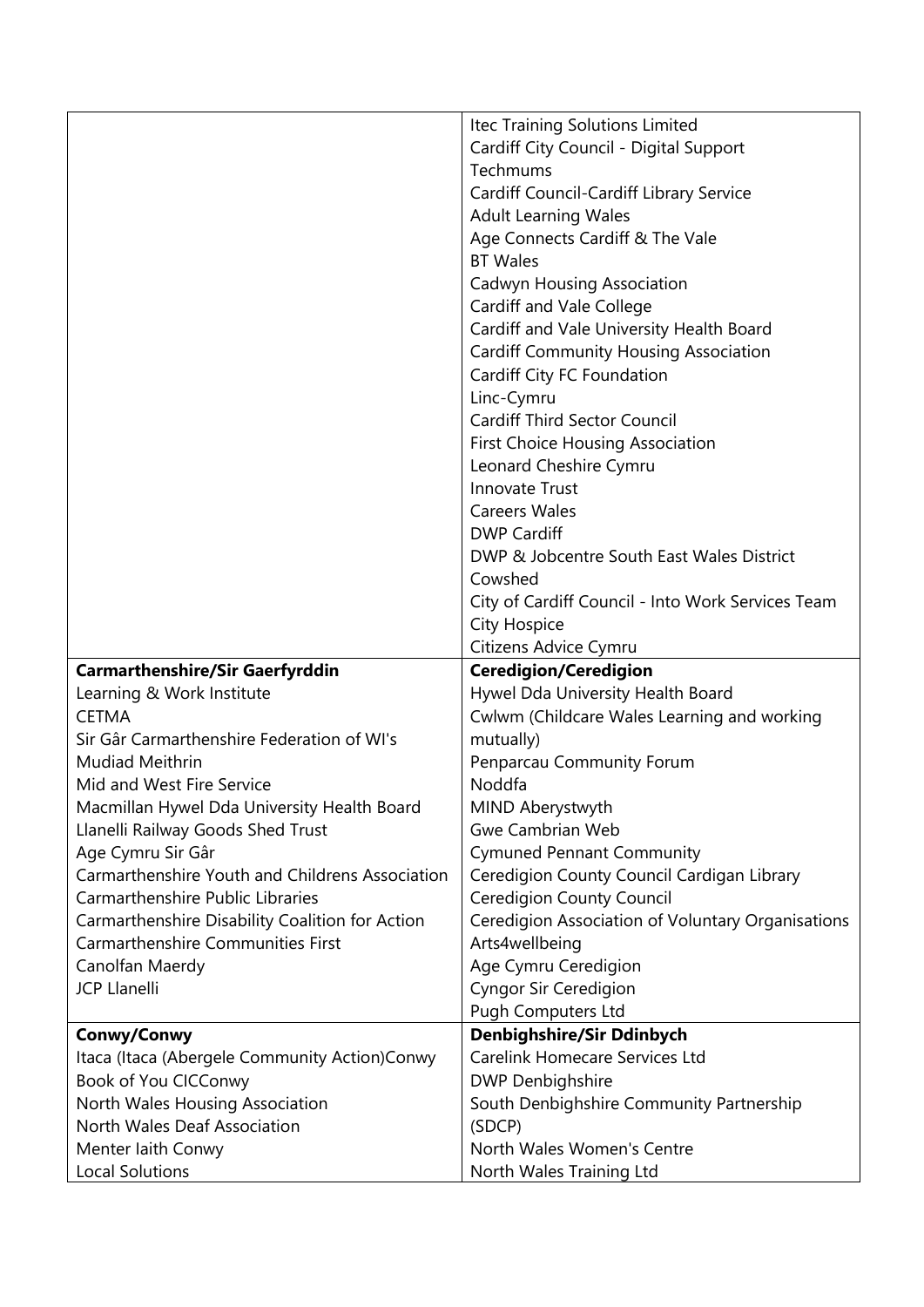| | |
|---|---|
| | Itec Training Solutions Limited<br>Cardiff City Council - Digital Support<br>Techmums<br>Cardiff Council-Cardiff Library Service<br>Adult Learning Wales<br>Age Connects Cardiff & The Vale<br>BT Wales<br>Cadwyn Housing Association<br>Cardiff and Vale College<br>Cardiff and Vale University Health Board<br>Cardiff Community Housing Association<br>Cardiff City FC Foundation<br>Linc-Cymru<br>Cardiff Third Sector Council<br>First Choice Housing Association<br>Leonard Cheshire Cymru<br>Innovate Trust<br>Careers Wales<br>DWP Cardiff<br>DWP & Jobcentre South East Wales District<br>Cowshed<br>City of Cardiff Council - Into Work Services Team<br>City Hospice<br>Citizens Advice Cymru |
| **Carmarthenshire/Sir Gaerfyrddin**<br>Learning & Work Institute<br>CETMA<br>Sir Gâr Carmarthenshire Federation of WI's<br>Mudiad Meithrin<br>Mid and West Fire Service<br>Macmillan Hywel Dda University Health Board<br>Llanelli Railway Goods Shed Trust<br>Age Cymru Sir Gâr<br>Carmarthenshire Youth and Childrens Association<br>Carmarthenshire Public Libraries<br>Carmarthenshire Disability Coalition for Action<br>Carmarthenshire Communities First<br>Canolfan Maerdy<br>JCP Llanelli | **Ceredigion/Ceredigion**<br>Hywel Dda University Health Board<br>Cwlwm (Childcare Wales Learning and working mutually)<br>Penparcau Community Forum<br>Noddfa<br>MIND Aberystwyth<br>Gwe Cambrian Web<br>Cymuned Pennant Community<br>Ceredigion County Council Cardigan Library<br>Ceredigion County Council<br>Ceredigion Association of Voluntary Organisations<br>Arts4wellbeing<br>Age Cymru Ceredigion<br>Cyngor Sir Ceredigion<br>Pugh Computers Ltd |
| **Conwy/Conwy**<br>Itaca (Itaca (Abergele Community Action)Conwy<br>Book of You CICConwy<br>North Wales Housing Association<br>North Wales Deaf Association<br>Menter Iaith Conwy<br>Local Solutions | **Denbighshire/Sir Ddinbych**<br>Carelink Homecare Services Ltd<br>DWP Denbighshire<br>South Denbighshire Community Partnership (SDCP)<br>North Wales Women's Centre<br>North Wales Training Ltd |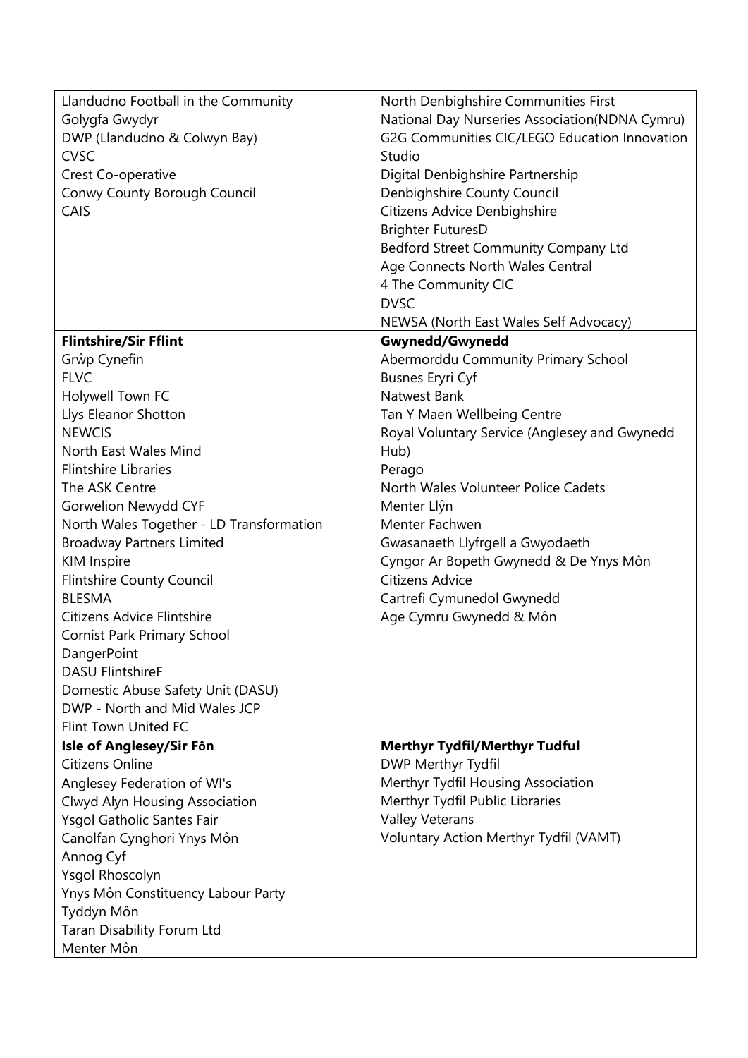| | |
|---|---|
| Llandudno Football in the Community<br>Golygfa Gwydyr<br>DWP (Llandudno & Colwyn Bay)<br>CVSC<br>Crest Co-operative<br>Conwy County Borough Council<br>CAIS | North Denbighshire Communities First<br>National Day Nurseries Association(NDNA Cymru)<br>G2G Communities CIC/LEGO Education Innovation Studio<br>Digital Denbighshire Partnership<br>Denbighshire County Council<br>Citizens Advice Denbighshire<br>Brighter FuturesD<br>Bedford Street Community Company Ltd<br>Age Connects North Wales Central<br>4 The Community CIC<br>DVSC<br>NEWSA (North East Wales Self Advocacy) |
| **Flintshire/Sir Fflint**<br>Grŵp Cynefin<br>FLVC<br>Holywell Town FC<br>Llys Eleanor Shotton<br>NEWCIS<br>North East Wales Mind<br>Flintshire Libraries<br>The ASK Centre<br>Gorwelion Newydd CYF<br>North Wales Together - LD Transformation<br>Broadway Partners Limited<br>KIM Inspire<br>Flintshire County Council<br>BLESMA<br>Citizens Advice Flintshire<br>Cornist Park Primary School<br>DangerPoint<br>DASU FlintshireF<br>Domestic Abuse Safety Unit (DASU)<br>DWP - North and Mid Wales JCP<br>Flint Town United FC | **Gwynedd/Gwynedd**<br>Abermorddu Community Primary School<br>Busnes Eryri Cyf<br>Natwest Bank<br>Tan Y Maen Wellbeing Centre<br>Royal Voluntary Service (Anglesey and Gwynedd Hub)<br>Perago<br>North Wales Volunteer Police Cadets<br>Menter Llŷn<br>Menter Fachwen<br>Gwasanaeth Llyfrgell a Gwyodaeth<br>Cyngor Ar Bopeth Gwynedd & De Ynys Môn<br>Citizens Advice<br>Cartrefi Cymunedol Gwynedd<br>Age Cymru Gwynedd & Môn |
| **Isle of Anglesey/Sir Fôn**<br>Citizens Online<br>Anglesey Federation of WI's<br>Clwyd Alyn Housing Association<br>Ysgol Gatholic Santes Fair<br>Canolfan Cynghori Ynys Môn<br>Annog Cyf<br>Ysgol Rhoscolyn<br>Ynys Môn Constituency Labour Party<br>Tyddyn Môn<br>Taran Disability Forum Ltd<br>Menter Môn | **Merthyr Tydfil/Merthyr Tudful**<br>DWP Merthyr Tydfil<br>Merthyr Tydfil Housing Association<br>Merthyr Tydfil Public Libraries<br>Valley Veterans<br>Voluntary Action Merthyr Tydfil (VAMT) |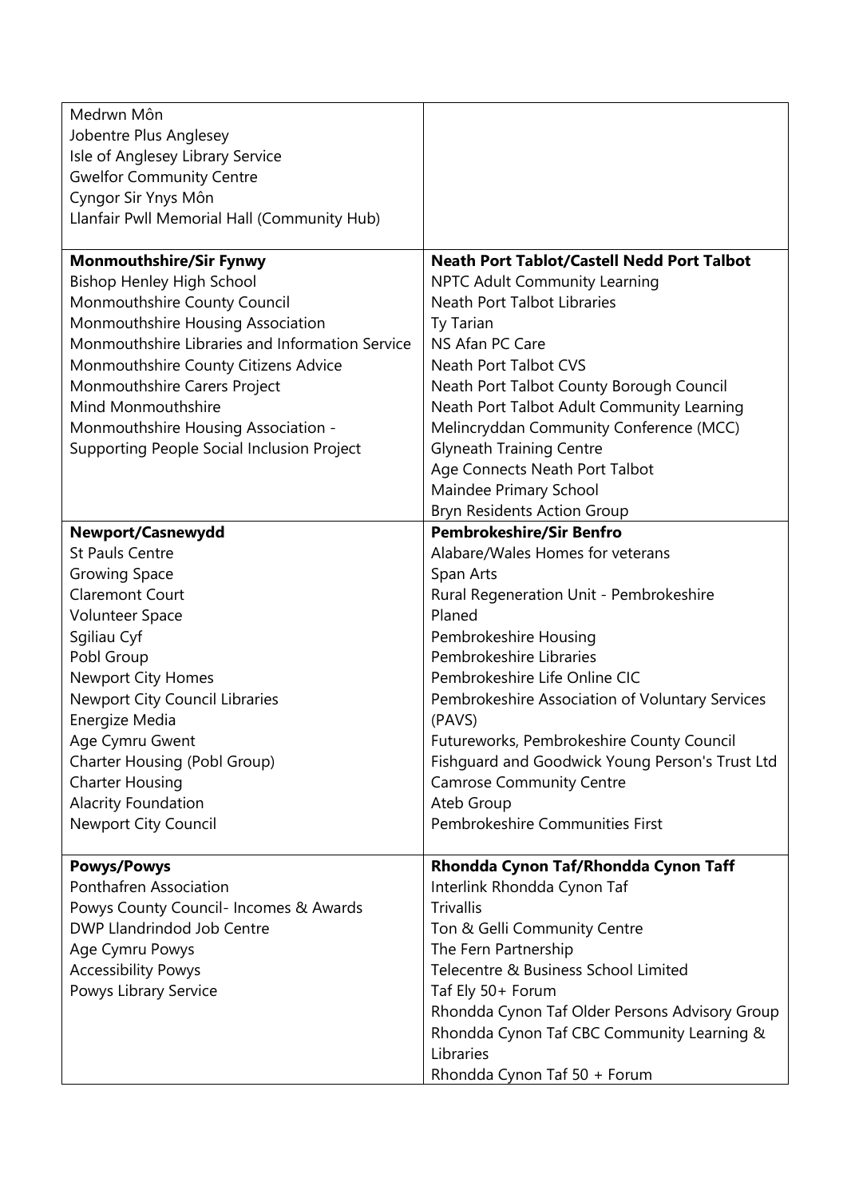| | |
|---|---|
| Medrwn Môn<br>Jobentre Plus Anglesey<br>Isle of Anglesey Library Service<br>Gwelfor Community Centre<br>Cyngor Sir Ynys Môn<br>Llanfair Pwll Memorial Hall (Community Hub) | |
| **Monmouthshire/Sir Fynwy**<br>Bishop Henley High School<br>Monmouthshire County Council<br>Monmouthshire Housing Association<br>Monmouthshire Libraries and Information Service<br>Monmouthshire County Citizens Advice<br>Monmouthshire Carers Project<br>Mind Monmouthshire<br>Monmouthshire Housing Association - Supporting People Social Inclusion Project | **Neath Port Tablot/Castell Nedd Port Talbot**<br>NPTC Adult Community Learning<br>Neath Port Talbot Libraries<br>Ty Tarian<br>NS Afan PC Care<br>Neath Port Talbot CVS<br>Neath Port Talbot County Borough Council<br>Neath Port Talbot Adult Community Learning<br>Melincryddan Community Conference (MCC)<br>Glyneath Training Centre<br>Age Connects Neath Port Talbot<br>Maindee Primary School<br>Bryn Residents Action Group |
| **Newport/Casnewydd**<br>St Pauls Centre<br>Growing Space<br>Claremont Court<br>Volunteer Space<br>Sgiliau Cyf<br>Pobl Group<br>Newport City Homes<br>Newport City Council Libraries<br>Energize Media<br>Age Cymru Gwent<br>Charter Housing (Pobl Group)<br>Charter Housing<br>Alacrity Foundation<br>Newport City Council | **Pembrokeshire/Sir Benfro**<br>Alabare/Wales Homes for veterans<br>Span Arts<br>Rural Regeneration Unit - Pembrokeshire<br>Planed<br>Pembrokeshire Housing<br>Pembrokeshire Libraries<br>Pembrokeshire Life Online CIC<br>Pembrokeshire Association of Voluntary Services (PAVS)<br>Futureworks, Pembrokeshire County Council<br>Fishguard and Goodwick Young Person's Trust Ltd<br>Camrose Community Centre<br>Ateb Group<br>Pembrokeshire Communities First |
| **Powys/Powys**<br>Ponthafren Association<br>Powys County Council- Incomes & Awards<br>DWP Llandrindod Job Centre<br>Age Cymru Powys<br>Accessibility Powys<br>Powys Library Service | **Rhondda Cynon Taf/Rhondda Cynon Taff**<br>Interlink Rhondda Cynon Taf<br>Trivallis<br>Ton & Gelli Community Centre<br>The Fern Partnership<br>Telecentre & Business School Limited<br>Taf Ely 50+ Forum<br>Rhondda Cynon Taf Older Persons Advisory Group<br>Rhondda Cynon Taf CBC Community Learning & Libraries<br>Rhondda Cynon Taf 50 + Forum |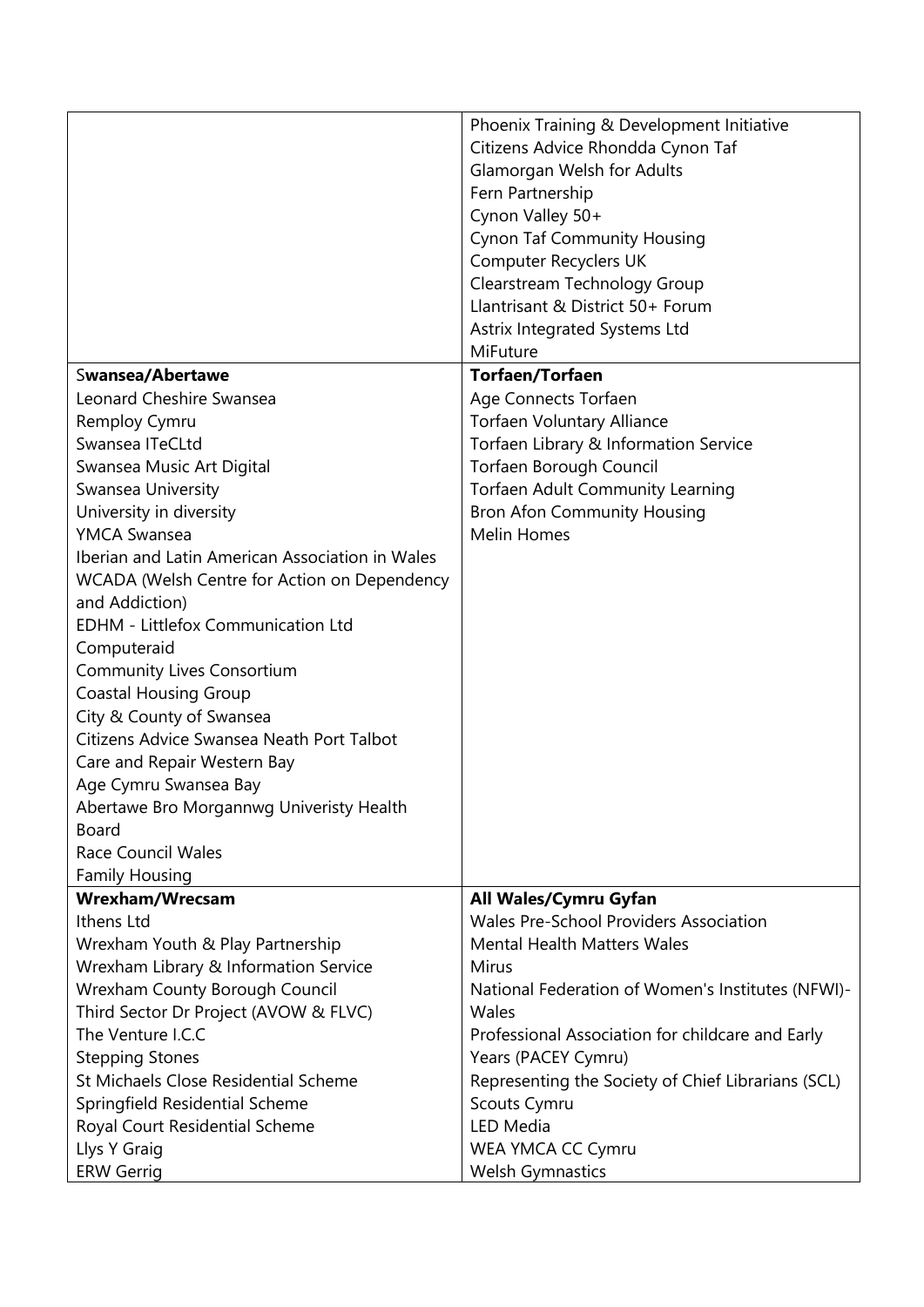| | |
|---|---|
| | Phoenix Training & Development Initiative<br>Citizens Advice Rhondda Cynon Taf<br>Glamorgan Welsh for Adults<br>Fern Partnership<br>Cynon Valley 50+<br>Cynon Taf Community Housing<br>Computer Recyclers UK<br>Clearstream Technology Group<br>Llantrisant & District 50+ Forum<br>Astrix Integrated Systems Ltd<br>MiFuture |
| **Swansea/Abertawe**<br>Leonard Cheshire Swansea<br>Remploy Cymru<br>Swansea ITeCLtd<br>Swansea Music Art Digital<br>Swansea University<br>University in diversity<br>YMCA Swansea<br>Iberian and Latin American Association in Wales<br>WCADA (Welsh Centre for Action on Dependency and Addiction)<br>EDHM - Littlefox Communication Ltd<br>Computeraid<br>Community Lives Consortium<br>Coastal Housing Group<br>City & County of Swansea<br>Citizens Advice Swansea Neath Port Talbot<br>Care and Repair Western Bay<br>Age Cymru Swansea Bay<br>Abertawe Bro Morgannwg Univeristy Health Board<br>Race Council Wales<br>Family Housing | **Torfaen/Torfaen**<br>Age Connects Torfaen<br>Torfaen Voluntary Alliance<br>Torfaen Library & Information Service<br>Torfaen Borough Council<br>Torfaen Adult Community Learning<br>Bron Afon Community Housing<br>Melin Homes |
| **Wrexham/Wrecsam**<br>Ithens Ltd<br>Wrexham Youth & Play Partnership<br>Wrexham Library & Information Service<br>Wrexham County Borough Council<br>Third Sector Dr Project (AVOW & FLVC)<br>The Venture I.C.C<br>Stepping Stones<br>St Michaels Close Residential Scheme<br>Springfield Residential Scheme<br>Royal Court Residential Scheme<br>Llys Y Graig<br>ERW Gerrig | **All Wales/Cymru Gyfan**<br>Wales Pre-School Providers Association<br>Mental Health Matters Wales<br>Mirus<br>National Federation of Women's Institutes (NFWI)-Wales<br>Professional Association for childcare and Early Years (PACEY Cymru)<br>Representing the Society of Chief Librarians (SCL)<br>Scouts Cymru<br>LED Media<br>WEA YMCA CC Cymru<br>Welsh Gymnastics |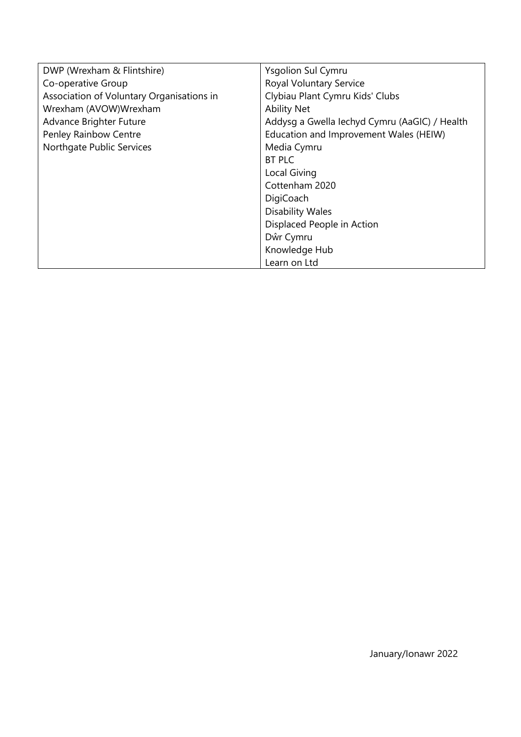| | |
|---|---|
| DWP (Wrexham & Flintshire) | Ysgolion Sul Cymru |
| Co-operative Group | Royal Voluntary Service |
| Association of Voluntary Organisations in Wrexham (AVOW)Wrexham | Clybiau Plant Cymru Kids' Clubs |
| Advance Brighter Future | Ability Net |
| Penley Rainbow Centre | Addysg a Gwella Iechyd Cymru (AaGIC) / Health Education and Improvement Wales (HEIW) |
| Northgate Public Services | Media Cymru |
| | BT PLC |
| | Local Giving |
| | Cottenham 2020 |
| | DigiCoach |
| | Disability Wales |
| | Displaced People in Action |
| | Dŵr Cymru |
| | Knowledge Hub |
| | Learn on Ltd |

January/Ionawr 2022